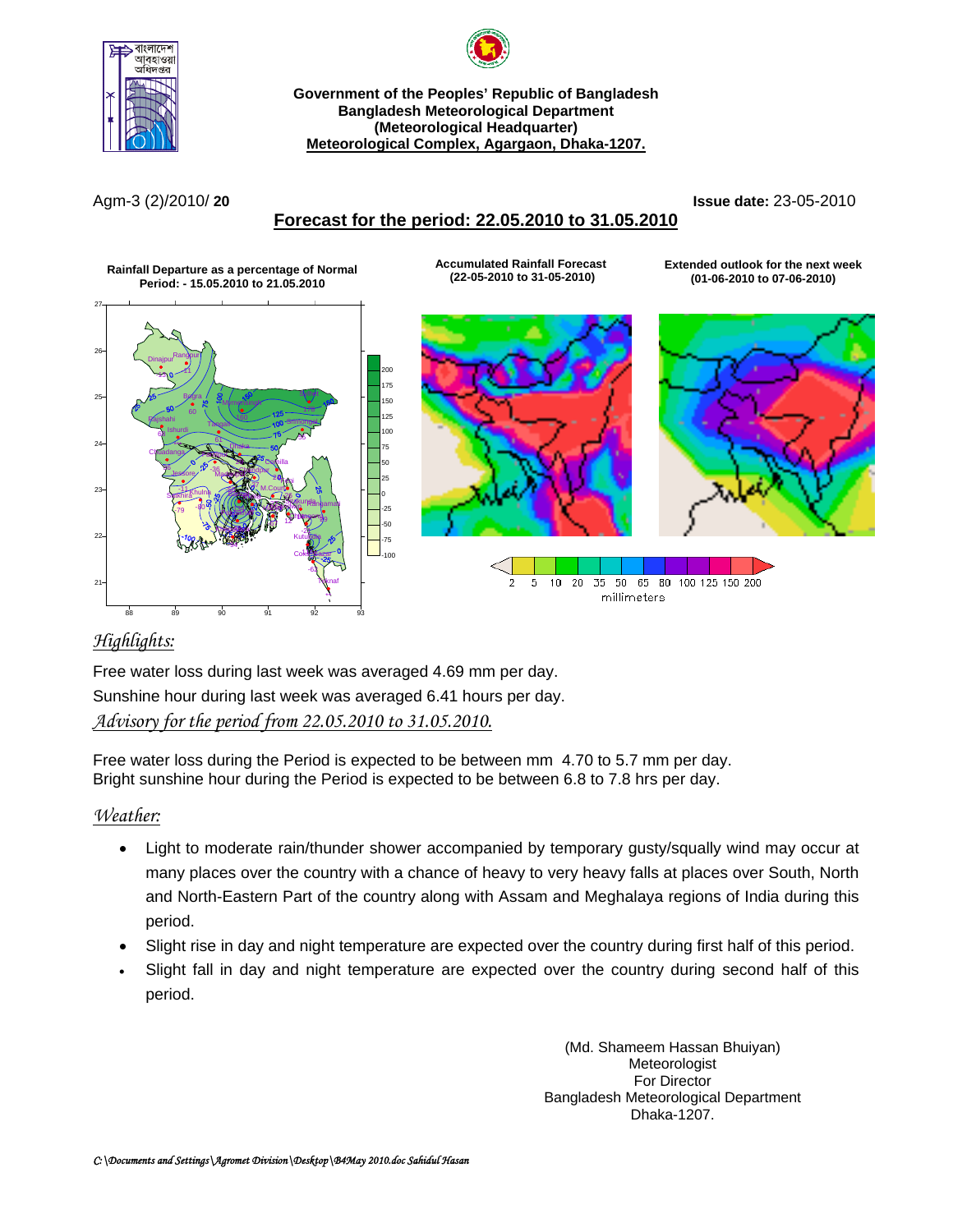**Government of the Peoples' Republic of Bangladesh**
**Bangladesh Meteorological Department**
**(Meteorological Headquarter)**
**Meteorological Complex, Agargaon, Dhaka-1207.**

Agm-3 (2)/2010/ **20** **Issue date:** 23-05-2010

## Forecast for the period: 22.05.2010 to 31.05.2010

**Rainfall Departure as a percentage of Normal**
**Period: - 15.05.2010 to 21.05.2010**

**Accumulated Rainfall Forecast**
**(22-05-2010 to 31-05-2010)**

**Extended outlook for the next week**
**(01-06-2010 to 07-06-2010)**

### *Highlights:*

Free water loss during last week was averaged 4.69 mm per day.

Sunshine hour during last week was averaged 6.41 hours per day.

### *Advisory for the period from 22.05.2010 to 31.05.2010.*

Free water loss during the Period is expected to be between mm 4.70 to 5.7 mm per day.
Bright sunshine hour during the Period is expected to be between 6.8 to 7.8 hrs per day.

### *Weather:*

- Light to moderate rain/thunder shower accompanied by temporary gusty/squally wind may occur at many places over the country with a chance of heavy to very heavy falls at places over South, North and North-Eastern Part of the country along with Assam and Meghalaya regions of India during this period.
- Slight rise in day and night temperature are expected over the country during first half of this period.
- Slight fall in day and night temperature are expected over the country during second half of this period.

(Md. Shameem Hassan Bhuiyan)
Meteorologist
For Director
Bangladesh Meteorological Department
Dhaka-1207.

*C:\Documents and Settings\Agromet Division\Desktop\B4May 2010.doc Sahidul Hasan*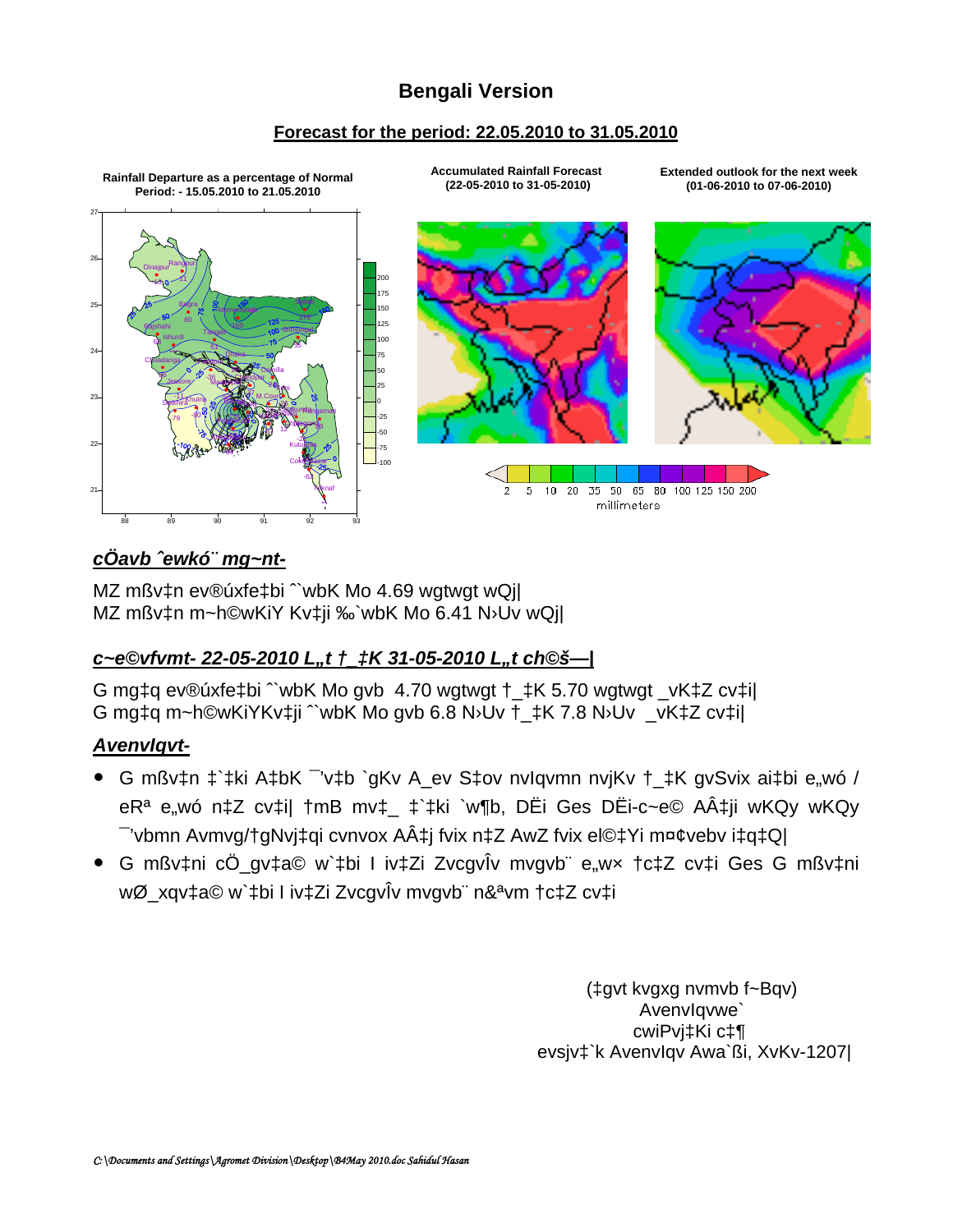# Bengali Version

**Forecast for the period: 22.05.2010 to 31.05.2010**

**Rainfall Departure as a percentage of Normal**
**Period: - 15.05.2010 to 21.05.2010**

**Accumulated Rainfall Forecast**
**(22-05-2010 to 31-05-2010)**

**Extended outlook for the next week**
**(01-06-2010 to 07-06-2010)**

2 5 10 20 35 50 65 80 100 125 150 200
millimeters

## ***cÖavb ˆewkó¨ mg~nt-***

MZ mßv‡n ev®úxfe‡bi ˆ`wbK Mo 4.69 wgtwgt wQj|
MZ mßv‡n m~h©wKiY Kv‡ji ‰`wbK Mo 6.41 N›Uv wQj|

## ***c~e©vfvmt- 22-05-2010 L„t †_‡K 31-05-2010 L„t ch©š—|***

G mg‡q ev®úxfe‡bi ˆ`wbK Mo gvb 4.70 wgtwgt †_‡K 5.70 wgtwgt _vK‡Z cv‡i|
G mg‡q m~h©wKiYKv‡ji ˆ`wbK Mo gvb 6.8 N›Uv †_‡K 7.8 N›Uv _vK‡Z cv‡i|

## ***AvenvIqvt-***

- G mßv‡n ‡`‡ki A‡bK ¯'v‡b `gKv A_ev S‡ov nvIqvmn nvjKv †_‡K gvSvix ai‡bi e„wó / eRª e„wó n‡Z cv‡i| †mB mv‡_ ‡`‡ki `w¶b, DËi Ges DËi-c~e© AÂ‡ji wKQy wKQy ¯'vbmn Avmvg/†gNvj‡qi cvnvox AÂ‡j fvix n‡Z AwZ fvix el©‡Yi m¤¢vebv i‡q‡Q|
- G mßv‡ni cÖ_gv‡a© w`‡bi I iv‡Zi ZvcgvÎv mvgvb¨ e„w× †c‡Z cv‡i Ges G mßv‡ni wØ_xqv‡a© w`‡bi I iv‡Zi ZvcgvÎv mvgvb¨ n&ªvm †c‡Z cv‡i

(‡gvt kvgxg nvmvb f~Bqv)
AvenvIqvwe`
cwiPvj‡Ki c‡¶
evsjv‡`k AvenvIqv Awa`ßi, XvKv-1207|

C:\Documents and Settings\Agromet Division\Desktop\B4May 2010.doc Sahidul Hasan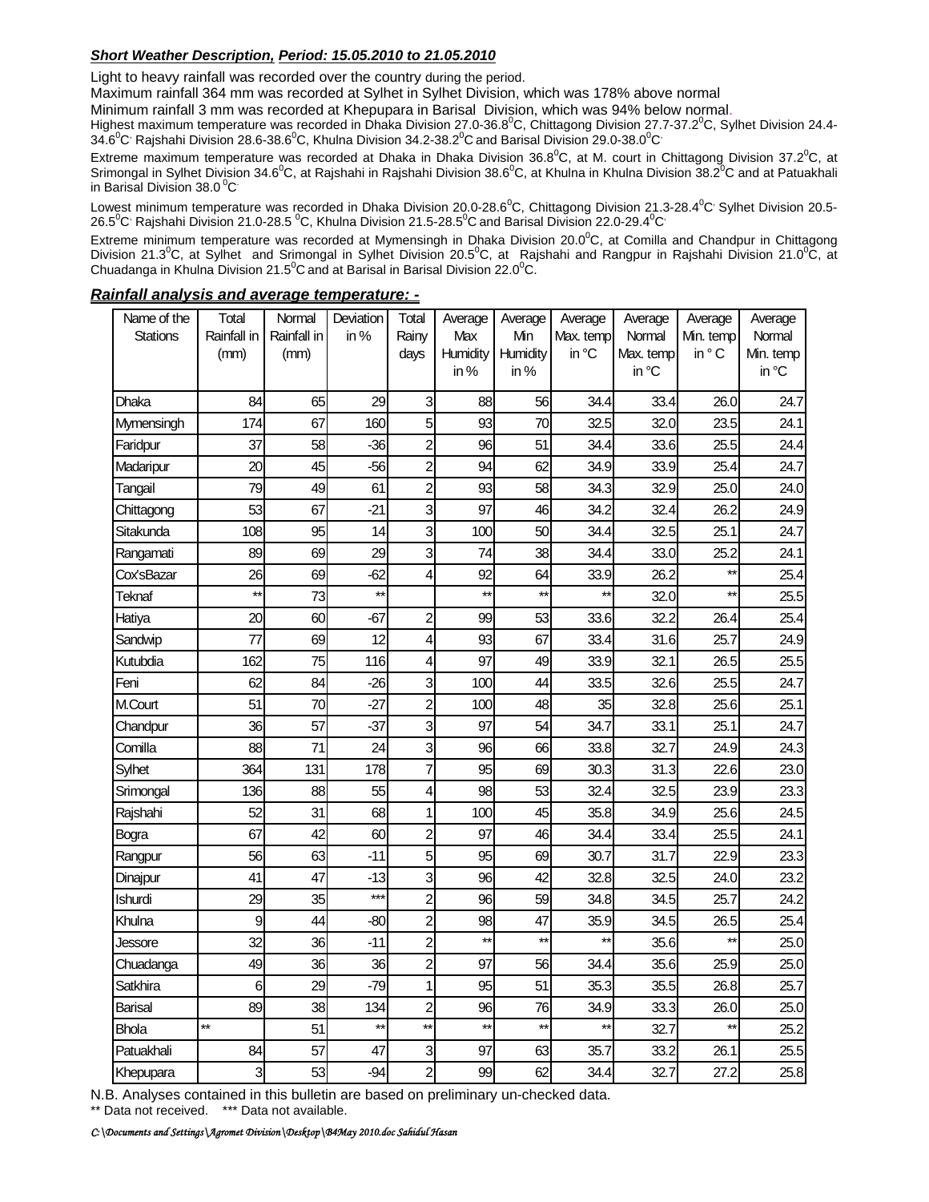***Short Weather Description, Period: 15.05.2010 to 21.05.2010***

Light to heavy rainfall was recorded over the country during the period.

Maximum rainfall 364 mm was recorded at Sylhet in Sylhet Division, which was 178% above normal

Minimum rainfall 3 mm was recorded at Khepupara in Barisal Division, which was 94% below normal.

Highest maximum temperature was recorded in Dhaka Division 27.0-36.8$^0$C, Chittagong Division 27.7-37.2$^0$C, Sylhet Division 24.4-34.6$^0$C, Rajshahi Division 28.6-38.6$^0$C, Khulna Division 34.2-38.2$^0$C and Barisal Division 29.0-38.0$^0$C.

Extreme maximum temperature was recorded at Dhaka in Dhaka Division 36.8$^0$C, at M. court in Chittagong Division 37.2$^0$C, at Srimongal in Sylhet Division 34.6$^0$C, at Rajshahi in Rajshahi Division 38.6$^0$C, at Khulna in Khulna Division 38.2$^0$C and at Patuakhali in Barisal Division 38.0 $^0$C.

Lowest minimum temperature was recorded in Dhaka Division 20.0-28.6$^0$C, Chittagong Division 21.3-28.4$^0$C, Sylhet Division 20.5-26.5$^0$C, Rajshahi Division 21.0-28.5 $^0$C, Khulna Division 21.5-28.5$^0$C and Barisal Division 22.0-29.4$^0$C.

Extreme minimum temperature was recorded at Mymensingh in Dhaka Division 20.0$^0$C, at Comilla and Chandpur in Chittagong Division 21.3$^0$C, at Sylhet and Srimongal in Sylhet Division 20.5$^0$C, at Rajshahi and Rangpur in Rajshahi Division 21.0$^0$C, at Chuadanga in Khulna Division 21.5$^0$C and at Barisal in Barisal Division 22.0$^0$C.

***Rainfall analysis and average temperature: -***

| Name of the Stations | Total Rainfall in (mm) | Normal Rainfall in (mm) | Deviation in % | Total Rainy days | Average Max Humidity in % | Average Min Humidity in % | Average Max. temp in °C | Average Normal Max. temp in °C | Average Min. temp in ° C | Average Normal Min. temp in °C |
|---|---|---|---|---|---|---|---|---|---|---|
| Dhaka | 84 | 65 | 29 | 3 | 88 | 56 | 34.4 | 33.4 | 26.0 | 24.7 |
| Mymensingh | 174 | 67 | 160 | 5 | 93 | 70 | 32.5 | 32.0 | 23.5 | 24.1 |
| Faridpur | 37 | 58 | -36 | 2 | 96 | 51 | 34.4 | 33.6 | 25.5 | 24.4 |
| Madaripur | 20 | 45 | -56 | 2 | 94 | 62 | 34.9 | 33.9 | 25.4 | 24.7 |
| Tangail | 79 | 49 | 61 | 2 | 93 | 58 | 34.3 | 32.9 | 25.0 | 24.0 |
| Chittagong | 53 | 67 | -21 | 3 | 97 | 46 | 34.2 | 32.4 | 26.2 | 24.9 |
| Sitakunda | 108 | 95 | 14 | 3 | 100 | 50 | 34.4 | 32.5 | 25.1 | 24.7 |
| Rangamati | 89 | 69 | 29 | 3 | 74 | 38 | 34.4 | 33.0 | 25.2 | 24.1 |
| Cox'sBazar | 26 | 69 | -62 | 4 | 92 | 64 | 33.9 | 26.2 | ** | 25.4 |
| Teknaf | ** | 73 | ** | | ** | ** | ** | 32.0 | ** | 25.5 |
| Hatiya | 20 | 60 | -67 | 2 | 99 | 53 | 33.6 | 32.2 | 26.4 | 25.4 |
| Sandwip | 77 | 69 | 12 | 4 | 93 | 67 | 33.4 | 31.6 | 25.7 | 24.9 |
| Kutubdia | 162 | 75 | 116 | 4 | 97 | 49 | 33.9 | 32.1 | 26.5 | 25.5 |
| Feni | 62 | 84 | -26 | 3 | 100 | 44 | 33.5 | 32.6 | 25.5 | 24.7 |
| M.Court | 51 | 70 | -27 | 2 | 100 | 48 | 35 | 32.8 | 25.6 | 25.1 |
| Chandpur | 36 | 57 | -37 | 3 | 97 | 54 | 34.7 | 33.1 | 25.1 | 24.7 |
| Comilla | 88 | 71 | 24 | 3 | 96 | 66 | 33.8 | 32.7 | 24.9 | 24.3 |
| Sylhet | 364 | 131 | 178 | 7 | 95 | 69 | 30.3 | 31.3 | 22.6 | 23.0 |
| Srimongal | 136 | 88 | 55 | 4 | 98 | 53 | 32.4 | 32.5 | 23.9 | 23.3 |
| Rajshahi | 52 | 31 | 68 | 1 | 100 | 45 | 35.8 | 34.9 | 25.6 | 24.5 |
| Bogra | 67 | 42 | 60 | 2 | 97 | 46 | 34.4 | 33.4 | 25.5 | 24.1 |
| Rangpur | 56 | 63 | -11 | 5 | 95 | 69 | 30.7 | 31.7 | 22.9 | 23.3 |
| Dinajpur | 41 | 47 | -13 | 3 | 96 | 42 | 32.8 | 32.5 | 24.0 | 23.2 |
| Ishurdi | 29 | 35 | *** | 2 | 96 | 59 | 34.8 | 34.5 | 25.7 | 24.2 |
| Khulna | 9 | 44 | -80 | 2 | 98 | 47 | 35.9 | 34.5 | 26.5 | 25.4 |
| Jessore | 32 | 36 | -11 | 2 | ** | ** | ** | 35.6 | ** | 25.0 |
| Chuadanga | 49 | 36 | 36 | 2 | 97 | 56 | 34.4 | 35.6 | 25.9 | 25.0 |
| Satkhira | 6 | 29 | -79 | 1 | 95 | 51 | 35.3 | 35.5 | 26.8 | 25.7 |
| Barisal | 89 | 38 | 134 | 2 | 96 | 76 | 34.9 | 33.3 | 26.0 | 25.0 |
| Bhola | ** | 51 | ** | ** | ** | ** | ** | 32.7 | ** | 25.2 |
| Patuakhali | 84 | 57 | 47 | 3 | 97 | 63 | 35.7 | 33.2 | 26.1 | 25.5 |
| Khepupara | 3 | 53 | -94 | 2 | 99 | 62 | 34.4 | 32.7 | 27.2 | 25.8 |

N.B. Analyses contained in this bulletin are based on preliminary un-checked data.

** Data not received. *** Data not available.

*C:\Documents and Settings\Agromet Division\Desktop\B4May 2010.doc Sahidul Hasan*